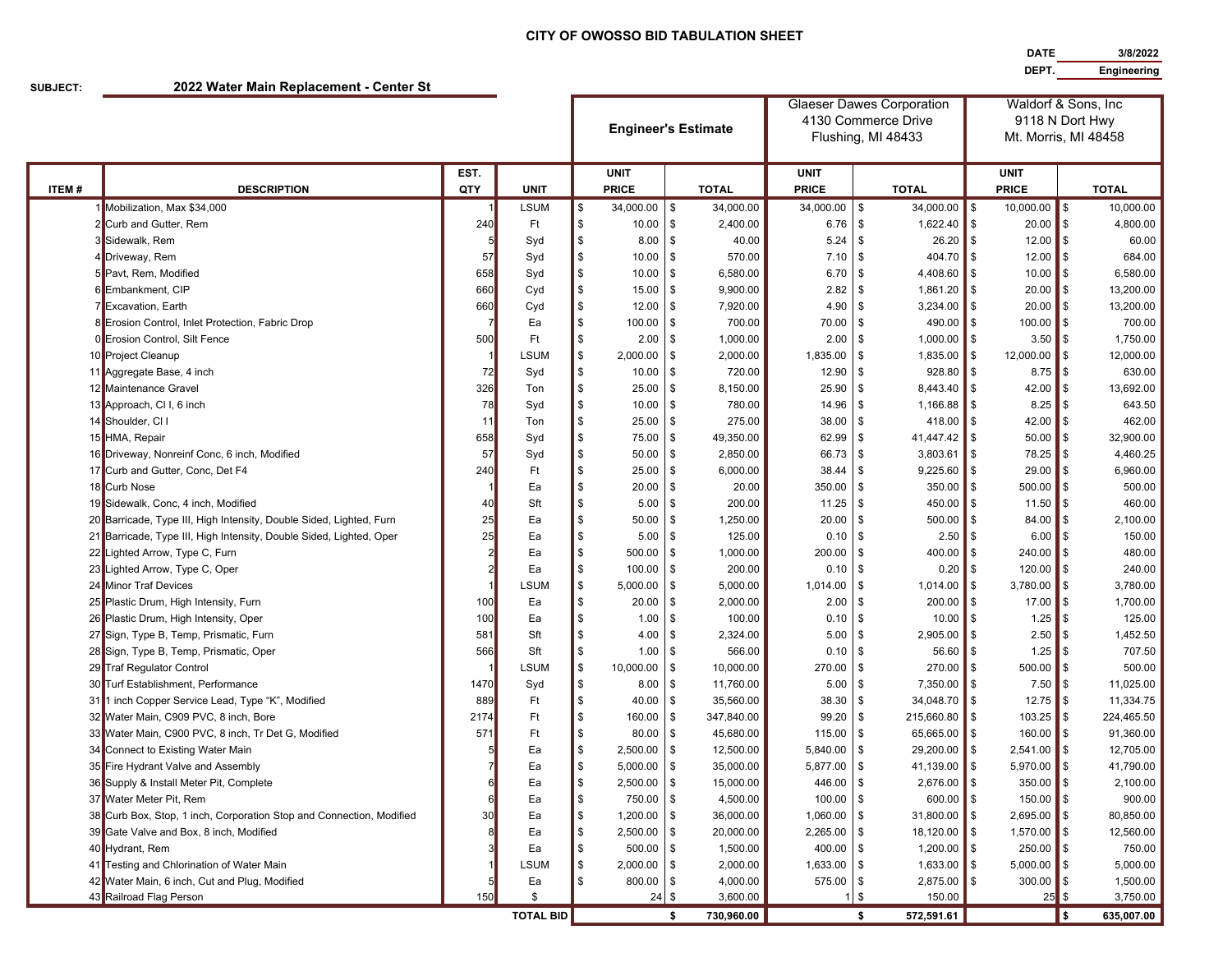# CITY OF OWOSSO BID TABULATION SHEET

**DATE** 3/8/2022

**DEPT.** Engineering

**SUBJECT:** 2022 Water Main Replacement - Center St

| ITEM # | DESCRIPTION | EST. QTY | UNIT | Engineer's Estimate UNIT PRICE | Engineer's Estimate TOTAL | Glaeser Dawes Corporation, 4130 Commerce Drive, Flushing, MI 48433 UNIT PRICE | Glaeser Dawes Corporation TOTAL | Waldorf & Sons, Inc, 9118 N Dort Hwy, Mt. Morris, MI 48458 UNIT PRICE | Waldorf & Sons, Inc TOTAL |
|---|---|---|---|---|---|---|---|---|---|
| 1 | Mobilization, Max $34,000 | 1 | LSUM | $ 34,000.00 | $ 34,000.00 | 34,000.00 | $ 34,000.00 | $ 10,000.00 | $ 10,000.00 |
| 2 | Curb and Gutter, Rem | 240 | Ft | $ 10.00 | $ 2,400.00 | 6.76 | $ 1,622.40 | $ 20.00 | $ 4,800.00 |
| 3 | Sidewalk, Rem | 5 | Syd | $ 8.00 | $ 40.00 | 5.24 | $ 26.20 | $ 12.00 | $ 60.00 |
| 4 | Driveway, Rem | 57 | Syd | $ 10.00 | $ 570.00 | 7.10 | $ 404.70 | $ 12.00 | $ 684.00 |
| 5 | Pavt, Rem, Modified | 658 | Syd | $ 10.00 | $ 6,580.00 | 6.70 | $ 4,408.60 | $ 10.00 | $ 6,580.00 |
| 6 | Embankment, CIP | 660 | Cyd | $ 15.00 | $ 9,900.00 | 2.82 | $ 1,861.20 | $ 20.00 | $ 13,200.00 |
| 7 | Excavation, Earth | 660 | Cyd | $ 12.00 | $ 7,920.00 | 4.90 | $ 3,234.00 | $ 20.00 | $ 13,200.00 |
| 8 | Erosion Control, Inlet Protection, Fabric Drop | 7 | Ea | $ 100.00 | $ 700.00 | 70.00 | $ 490.00 | $ 100.00 | $ 700.00 |
| 0 | Erosion Control, Silt Fence | 500 | Ft | $ 2.00 | $ 1,000.00 | 2.00 | $ 1,000.00 | $ 3.50 | $ 1,750.00 |
| 10 | Project Cleanup | 1 | LSUM | $ 2,000.00 | $ 2,000.00 | 1,835.00 | $ 1,835.00 | $ 12,000.00 | $ 12,000.00 |
| 11 | Aggregate Base, 4 inch | 72 | Syd | $ 10.00 | $ 720.00 | 12.90 | $ 928.80 | $ 8.75 | $ 630.00 |
| 12 | Maintenance Gravel | 326 | Ton | $ 25.00 | $ 8,150.00 | 25.90 | $ 8,443.40 | $ 42.00 | $ 13,692.00 |
| 13 | Approach, Cl I, 6 inch | 78 | Syd | $ 10.00 | $ 780.00 | 14.96 | $ 1,166.88 | $ 8.25 | $ 643.50 |
| 14 | Shoulder, Cl I | 11 | Ton | $ 25.00 | $ 275.00 | 38.00 | $ 418.00 | $ 42.00 | $ 462.00 |
| 15 | HMA, Repair | 658 | Syd | $ 75.00 | $ 49,350.00 | 62.99 | $ 41,447.42 | $ 50.00 | $ 32,900.00 |
| 16 | Driveway, Nonreinf Conc, 6 inch, Modified | 57 | Syd | $ 50.00 | $ 2,850.00 | 66.73 | $ 3,803.61 | $ 78.25 | $ 4,460.25 |
| 17 | Curb and Gutter, Conc, Det F4 | 240 | Ft | $ 25.00 | $ 6,000.00 | 38.44 | $ 9,225.60 | $ 29.00 | $ 6,960.00 |
| 18 | Curb Nose | 1 | Ea | $ 20.00 | $ 20.00 | 350.00 | $ 350.00 | $ 500.00 | $ 500.00 |
| 19 | Sidewalk, Conc, 4 inch, Modified | 40 | Sft | $ 5.00 | $ 200.00 | 11.25 | $ 450.00 | $ 11.50 | $ 460.00 |
| 20 | Barricade, Type III, High Intensity, Double Sided, Lighted, Furn | 25 | Ea | $ 50.00 | $ 1,250.00 | 20.00 | $ 500.00 | $ 84.00 | $ 2,100.00 |
| 21 | Barricade, Type III, High Intensity, Double Sided, Lighted, Oper | 25 | Ea | $ 5.00 | $ 125.00 | 0.10 | $ 2.50 | $ 6.00 | $ 150.00 |
| 22 | Lighted Arrow, Type C, Furn | 2 | Ea | $ 500.00 | $ 1,000.00 | 200.00 | $ 400.00 | $ 240.00 | $ 480.00 |
| 23 | Lighted Arrow, Type C, Oper | 2 | Ea | $ 100.00 | $ 200.00 | 0.10 | $ 0.20 | $ 120.00 | $ 240.00 |
| 24 | Minor Traf Devices | 1 | LSUM | $ 5,000.00 | $ 5,000.00 | 1,014.00 | $ 1,014.00 | $ 3,780.00 | $ 3,780.00 |
| 25 | Plastic Drum, High Intensity, Furn | 100 | Ea | $ 20.00 | $ 2,000.00 | 2.00 | $ 200.00 | $ 17.00 | $ 1,700.00 |
| 26 | Plastic Drum, High Intensity, Oper | 100 | Ea | $ 1.00 | $ 100.00 | 0.10 | $ 10.00 | $ 1.25 | $ 125.00 |
| 27 | Sign, Type B, Temp, Prismatic, Furn | 581 | Sft | $ 4.00 | $ 2,324.00 | 5.00 | $ 2,905.00 | $ 2.50 | $ 1,452.50 |
| 28 | Sign, Type B, Temp, Prismatic, Oper | 566 | Sft | $ 1.00 | $ 566.00 | 0.10 | $ 56.60 | $ 1.25 | $ 707.50 |
| 29 | Traf Regulator Control | 1 | LSUM | $ 10,000.00 | $ 10,000.00 | 270.00 | $ 270.00 | $ 500.00 | $ 500.00 |
| 30 | Turf Establishment, Performance | 1470 | Syd | $ 8.00 | $ 11,760.00 | 5.00 | $ 7,350.00 | $ 7.50 | $ 11,025.00 |
| 31 | 1 inch Copper Service Lead, Type "K", Modified | 889 | Ft | $ 40.00 | $ 35,560.00 | 38.30 | $ 34,048.70 | $ 12.75 | $ 11,334.75 |
| 32 | Water Main, C909 PVC, 8 inch, Bore | 2174 | Ft | $ 160.00 | $ 347,840.00 | 99.20 | $ 215,660.80 | $ 103.25 | $ 224,465.50 |
| 33 | Water Main, C900 PVC, 8 inch, Tr Det G, Modified | 571 | Ft | $ 80.00 | $ 45,680.00 | 115.00 | $ 65,665.00 | $ 160.00 | $ 91,360.00 |
| 34 | Connect to Existing Water Main | 5 | Ea | $ 2,500.00 | $ 12,500.00 | 5,840.00 | $ 29,200.00 | $ 2,541.00 | $ 12,705.00 |
| 35 | Fire Hydrant Valve and Assembly | 7 | Ea | $ 5,000.00 | $ 35,000.00 | 5,877.00 | $ 41,139.00 | $ 5,970.00 | $ 41,790.00 |
| 36 | Supply & Install Meter Pit, Complete | 6 | Ea | $ 2,500.00 | $ 15,000.00 | 446.00 | $ 2,676.00 | $ 350.00 | $ 2,100.00 |
| 37 | Water Meter Pit, Rem | 6 | Ea | $ 750.00 | $ 4,500.00 | 100.00 | $ 600.00 | $ 150.00 | $ 900.00 |
| 38 | Curb Box, Stop, 1 inch, Corporation Stop and Connection, Modified | 30 | Ea | $ 1,200.00 | $ 36,000.00 | 1,060.00 | $ 31,800.00 | $ 2,695.00 | $ 80,850.00 |
| 39 | Gate Valve and Box, 8 inch, Modified | 8 | Ea | $ 2,500.00 | $ 20,000.00 | 2,265.00 | $ 18,120.00 | $ 1,570.00 | $ 12,560.00 |
| 40 | Hydrant, Rem | 3 | Ea | $ 500.00 | $ 1,500.00 | 400.00 | $ 1,200.00 | $ 250.00 | $ 750.00 |
| 41 | Testing and Chlorination of Water Main | 1 | LSUM | $ 2,000.00 | $ 2,000.00 | 1,633.00 | $ 1,633.00 | $ 5,000.00 | $ 5,000.00 |
| 42 | Water Main, 6 inch, Cut and Plug, Modified | 5 | Ea | $ 800.00 | $ 4,000.00 | 575.00 | $ 2,875.00 | $ 300.00 | $ 1,500.00 |
| 43 | Railroad Flag Person | 150 | $ | 24 | $ 3,600.00 | 1 | $ 150.00 | 25 | $ 3,750.00 |
| | | | **TOTAL BID** | | **$ 730,960.00** | | **$ 572,591.61** | | **$ 635,007.00** |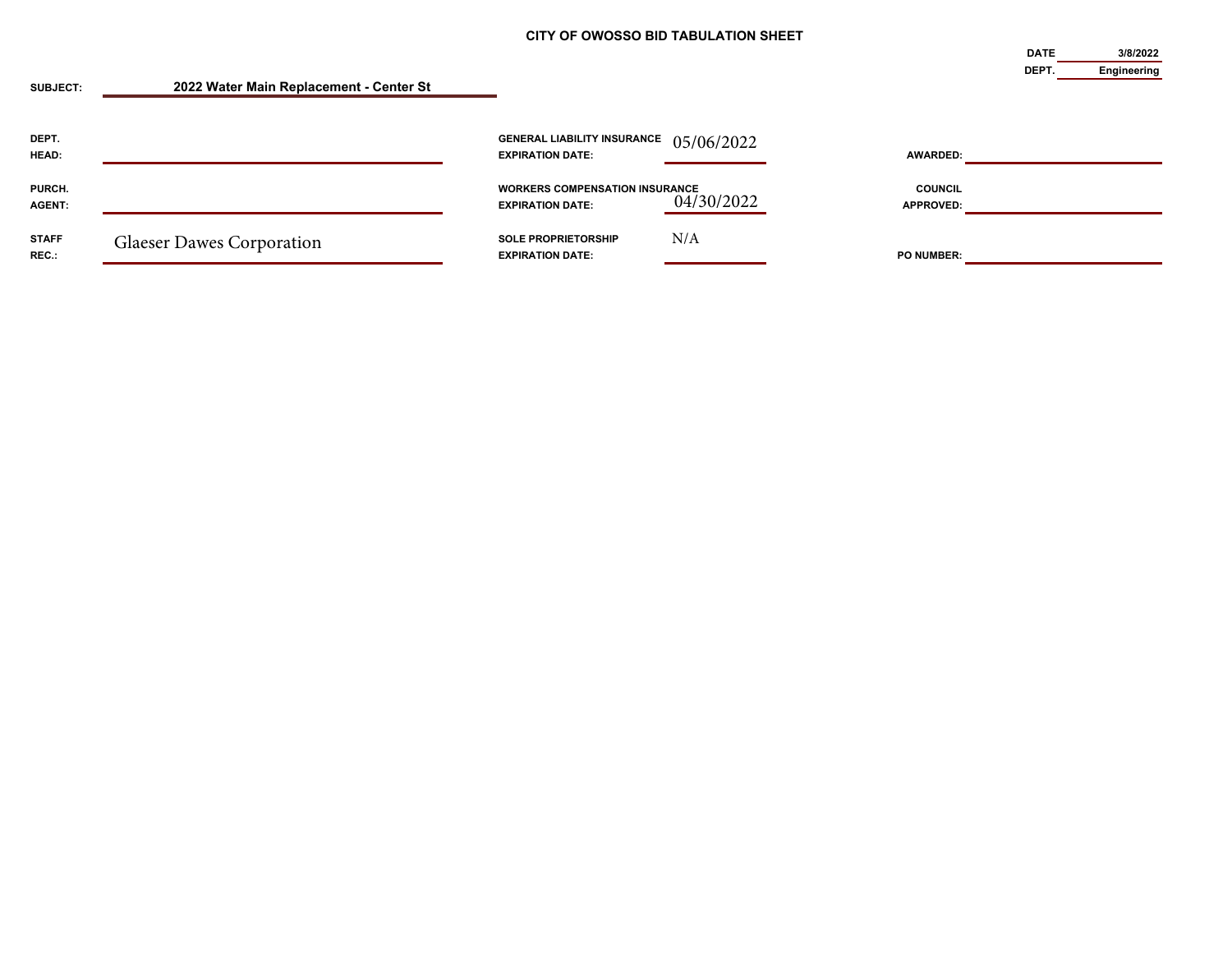# CITY OF OWOSSO BID TABULATION SHEET

**DATE** 3/8/2022

**DEPT.** Engineering

**SUBJECT:** 2022 Water Main Replacement - Center St

| | | | | | |
|---|---|---|---|---|---|
| **DEPT. HEAD:** | | **GENERAL LIABILITY INSURANCE EXPIRATION DATE:** | 05/06/2022 | **AWARDED:** | |
| **PURCH. AGENT:** | | **WORKERS COMPENSATION INSURANCE EXPIRATION DATE:** | 04/30/2022 | **COUNCIL APPROVED:** | |
| **STAFF REC.:** | Glaeser Dawes Corporation | **SOLE PROPRIETORSHIP EXPIRATION DATE:** | N/A | **PO NUMBER:** | |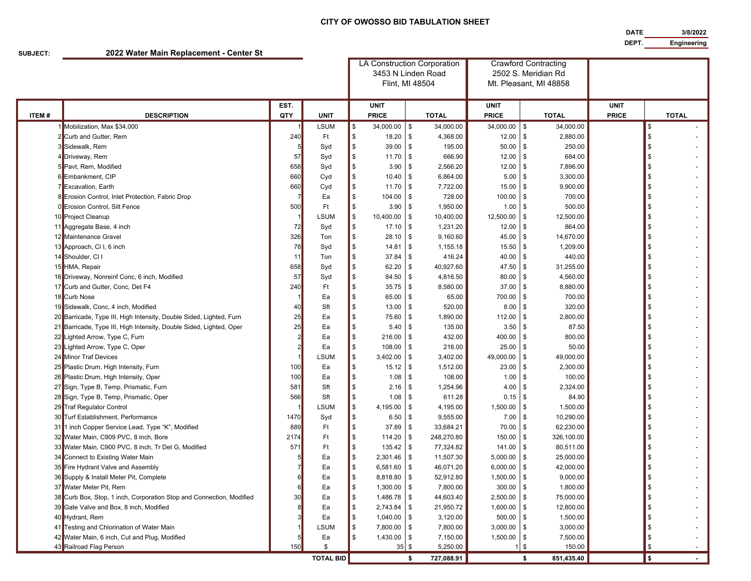# CITY OF OWOSSO BID TABULATION SHEET

DATE 3/8/2022

DEPT. Engineering

**SUBJECT:** 2022 Water Main Replacement - Center St

| | | | | LA Construction Corporation 3453 N Linden Road Flint, MI 48504 | | Crawford Contracting 2502 S. Meridian Rd Mt. Pleasant, MI 48858 | | | |
|---|---|---|---|---|---|---|---|---|---|
| ITEM # | DESCRIPTION | EST. QTY | UNIT | UNIT PRICE | TOTAL | UNIT PRICE | TOTAL | UNIT PRICE | TOTAL |
| 1 | Mobilization, Max $34,000 | 1 | LSUM | $ 34,000.00 | $ 34,000.00 | 34,000.00 | $ 34,000.00 | | $ - |
| 2 | Curb and Gutter, Rem | 240 | Ft | $ 18.20 | $ 4,368.00 | 12.00 | $ 2,880.00 | | $ - |
| 3 | Sidewalk, Rem | 5 | Syd | $ 39.00 | $ 195.00 | 50.00 | $ 250.00 | | $ - |
| 4 | Driveway, Rem | 57 | Syd | $ 11.70 | $ 666.90 | 12.00 | $ 684.00 | | $ - |
| 5 | Pavt, Rem, Modified | 658 | Syd | $ 3.90 | $ 2,566.20 | 12.00 | $ 7,896.00 | | $ - |
| 6 | Embankment, CIP | 660 | Cyd | $ 10.40 | $ 6,864.00 | 5.00 | $ 3,300.00 | | $ - |
| 7 | Excavation, Earth | 660 | Cyd | $ 11.70 | $ 7,722.00 | 15.00 | $ 9,900.00 | | $ - |
| 8 | Erosion Control, Inlet Protection, Fabric Drop | 7 | Ea | $ 104.00 | $ 728.00 | 100.00 | $ 700.00 | | $ - |
| 0 | Erosion Control, Silt Fence | 500 | Ft | $ 3.90 | $ 1,950.00 | 1.00 | $ 500.00 | | $ - |
| 10 | Project Cleanup | 1 | LSUM | $ 10,400.00 | $ 10,400.00 | 12,500.00 | $ 12,500.00 | | $ - |
| 11 | Aggregate Base, 4 inch | 72 | Syd | $ 17.10 | $ 1,231.20 | 12.00 | $ 864.00 | | $ - |
| 12 | Maintenance Gravel | 326 | Ton | $ 28.10 | $ 9,160.60 | 45.00 | $ 14,670.00 | | $ - |
| 13 | Approach, Cl I, 6 inch | 78 | Syd | $ 14.81 | $ 1,155.18 | 15.50 | $ 1,209.00 | | $ - |
| 14 | Shoulder, Cl I | 11 | Ton | $ 37.84 | $ 416.24 | 40.00 | $ 440.00 | | $ - |
| 15 | HMA, Repair | 658 | Syd | $ 62.20 | $ 40,927.60 | 47.50 | $ 31,255.00 | | $ - |
| 16 | Driveway, Nonreinf Conc, 6 inch, Modified | 57 | Syd | $ 84.50 | $ 4,816.50 | 80.00 | $ 4,560.00 | | $ - |
| 17 | Curb and Gutter, Conc, Det F4 | 240 | Ft | $ 35.75 | $ 8,580.00 | 37.00 | $ 8,880.00 | | $ - |
| 18 | Curb Nose | 1 | Ea | $ 65.00 | $ 65.00 | 700.00 | $ 700.00 | | $ - |
| 19 | Sidewalk, Conc, 4 inch, Modified | 40 | Sft | $ 13.00 | $ 520.00 | 8.00 | $ 320.00 | | $ - |
| 20 | Barricade, Type III, High Intensity, Double Sided, Lighted, Furn | 25 | Ea | $ 75.60 | $ 1,890.00 | 112.00 | $ 2,800.00 | | $ - |
| 21 | Barricade, Type III, High Intensity, Double Sided, Lighted, Oper | 25 | Ea | $ 5.40 | $ 135.00 | 3.50 | $ 87.50 | | $ - |
| 22 | Lighted Arrow, Type C, Furn | 2 | Ea | $ 216.00 | $ 432.00 | 400.00 | $ 800.00 | | $ - |
| 23 | Lighted Arrow, Type C, Oper | 2 | Ea | $ 108.00 | $ 216.00 | 25.00 | $ 50.00 | | $ - |
| 24 | Minor Traf Devices | 1 | LSUM | $ 3,402.00 | $ 3,402.00 | 49,000.00 | $ 49,000.00 | | $ - |
| 25 | Plastic Drum, High Intensity, Furn | 100 | Ea | $ 15.12 | $ 1,512.00 | 23.00 | $ 2,300.00 | | $ - |
| 26 | Plastic Drum, High Intensity, Oper | 100 | Ea | $ 1.08 | $ 108.00 | 1.00 | $ 100.00 | | $ - |
| 27 | Sign, Type B, Temp, Prismatic, Furn | 581 | Sft | $ 2.16 | $ 1,254.96 | 4.00 | $ 2,324.00 | | $ - |
| 28 | Sign, Type B, Temp, Prismatic, Oper | 566 | Sft | $ 1.08 | $ 611.28 | 0.15 | $ 84.90 | | $ - |
| 29 | Traf Regulator Control | 1 | LSUM | $ 4,195.00 | $ 4,195.00 | 1,500.00 | $ 1,500.00 | | $ - |
| 30 | Turf Establishment, Performance | 1470 | Syd | $ 6.50 | $ 9,555.00 | 7.00 | $ 10,290.00 | | $ - |
| 31 | 1 inch Copper Service Lead, Type "K", Modified | 889 | Ft | $ 37.89 | $ 33,684.21 | 70.00 | $ 62,230.00 | | $ - |
| 32 | Water Main, C909 PVC, 8 inch, Bore | 2174 | Ft | $ 114.20 | $ 248,270.80 | 150.00 | $ 326,100.00 | | $ - |
| 33 | Water Main, C900 PVC, 8 inch, Tr Det G, Modified | 571 | Ft | $ 135.42 | $ 77,324.82 | 141.00 | $ 80,511.00 | | $ - |
| 34 | Connect to Existing Water Main | 5 | Ea | $ 2,301.46 | $ 11,507.30 | 5,000.00 | $ 25,000.00 | | $ - |
| 35 | Fire Hydrant Valve and Assembly | 7 | Ea | $ 6,581.60 | $ 46,071.20 | 6,000.00 | $ 42,000.00 | | $ - |
| 36 | Supply & Install Meter Pit, Complete | 6 | Ea | $ 8,818.80 | $ 52,912.80 | 1,500.00 | $ 9,000.00 | | $ - |
| 37 | Water Meter Pit, Rem | 6 | Ea | $ 1,300.00 | $ 7,800.00 | 300.00 | $ 1,800.00 | | $ - |
| 38 | Curb Box, Stop, 1 inch, Corporation Stop and Connection, Modified | 30 | Ea | $ 1,486.78 | $ 44,603.40 | 2,500.00 | $ 75,000.00 | | $ - |
| 39 | Gate Valve and Box, 8 inch, Modified | 8 | Ea | $ 2,743.84 | $ 21,950.72 | 1,600.00 | $ 12,800.00 | | $ - |
| 40 | Hydrant, Rem | 3 | Ea | $ 1,040.00 | $ 3,120.00 | 500.00 | $ 1,500.00 | | $ - |
| 41 | Testing and Chlorination of Water Main | 1 | LSUM | $ 7,800.00 | $ 7,800.00 | 3,000.00 | $ 3,000.00 | | $ - |
| 42 | Water Main, 6 inch, Cut and Plug, Modified | 5 | Ea | $ 1,430.00 | $ 7,150.00 | 1,500.00 | $ 7,500.00 | | $ - |
| 43 | Railroad Flag Person | 150 | $ | 35 | $ 5,250.00 | 1 | $ 150.00 | | $ - |
| | | | TOTAL BID | | $ 727,088.91 | | $ 851,435.40 | | $ - |